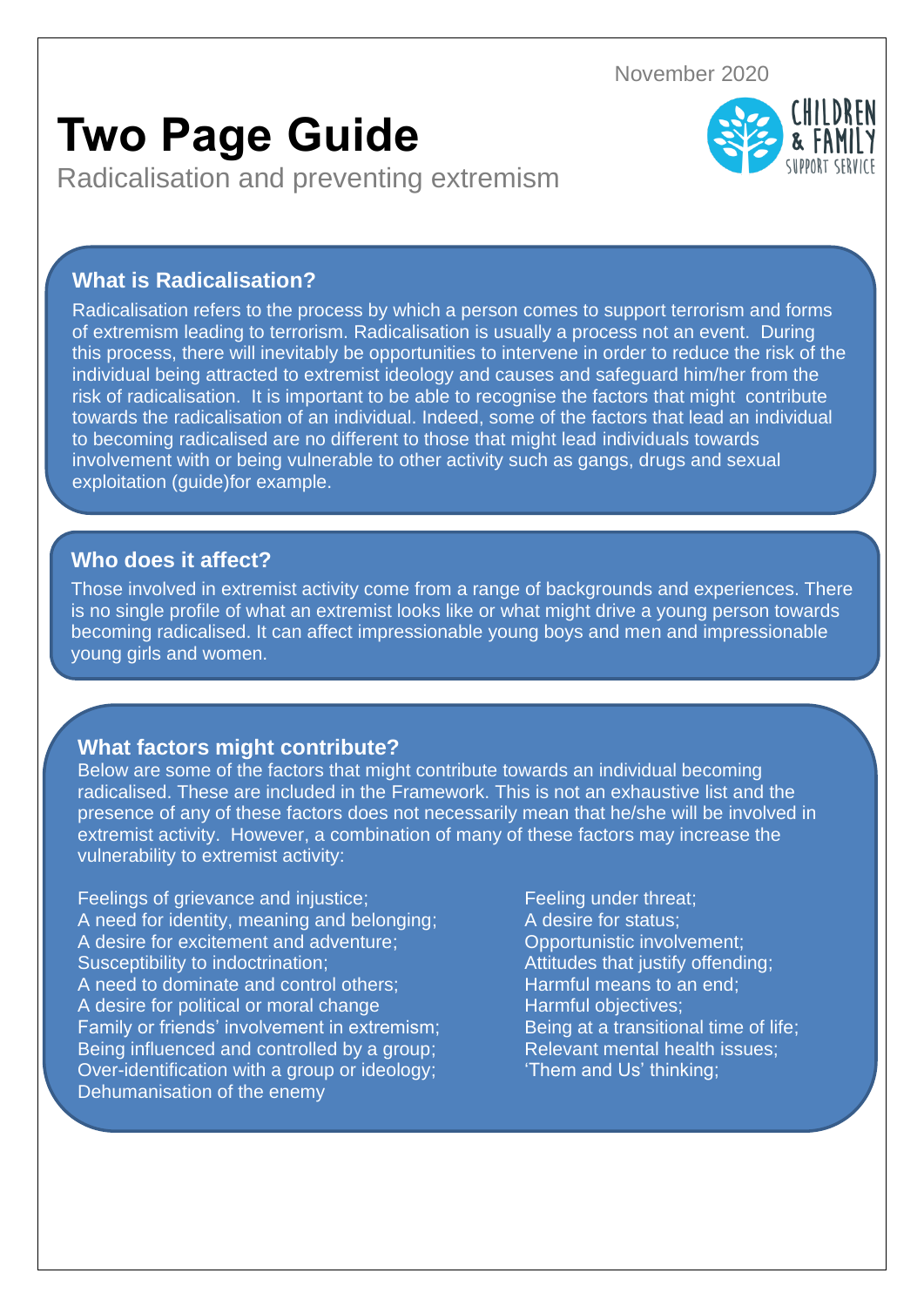November 2020

# Two Page Guide

Radicalisation and preventing extremism

CHILDREN & FAMILY SUPPORT SERVICE

## What is Radicalisation?

Radicalisation refers to the process by which a person comes to support terrorism and forms of extremism leading to terrorism. Radicalisation is usually a process not an event. During this process, there will inevitably be opportunities to intervene in order to reduce the risk of the individual being attracted to extremist ideology and causes and safeguard him/her from the risk of radicalisation. It is important to be able to recognise the factors that might contribute towards the radicalisation of an individual. Indeed, some of the factors that lead an individual to becoming radicalised are no different to those that might lead individuals towards involvement with or being vulnerable to other activity such as gangs, drugs and sexual exploitation (guide)for example.

## Who does it affect?

Those involved in extremist activity come from a range of backgrounds and experiences. There is no single profile of what an extremist looks like or what might drive a young person towards becoming radicalised. It can affect impressionable young boys and men and impressionable young girls and women.

## What factors might contribute?

Below are some of the factors that might contribute towards an individual becoming radicalised. These are included in the Framework. This is not an exhaustive list and the presence of any of these factors does not necessarily mean that he/she will be involved in extremist activity. However, a combination of many of these factors may increase the vulnerability to extremist activity:

Feelings of grievance and injustice;
A need for identity, meaning and belonging;
A desire for excitement and adventure;
Susceptibility to indoctrination;
A need to dominate and control others;
A desire for political or moral change
Family or friends' involvement in extremism;
Being influenced and controlled by a group;
Over-identification with a group or ideology;
Dehumanisation of the enemy
Feeling under threat;
A desire for status;
Opportunistic involvement;
Attitudes that justify offending;
Harmful means to an end;
Harmful objectives;
Being at a transitional time of life;
Relevant mental health issues;
'Them and Us' thinking;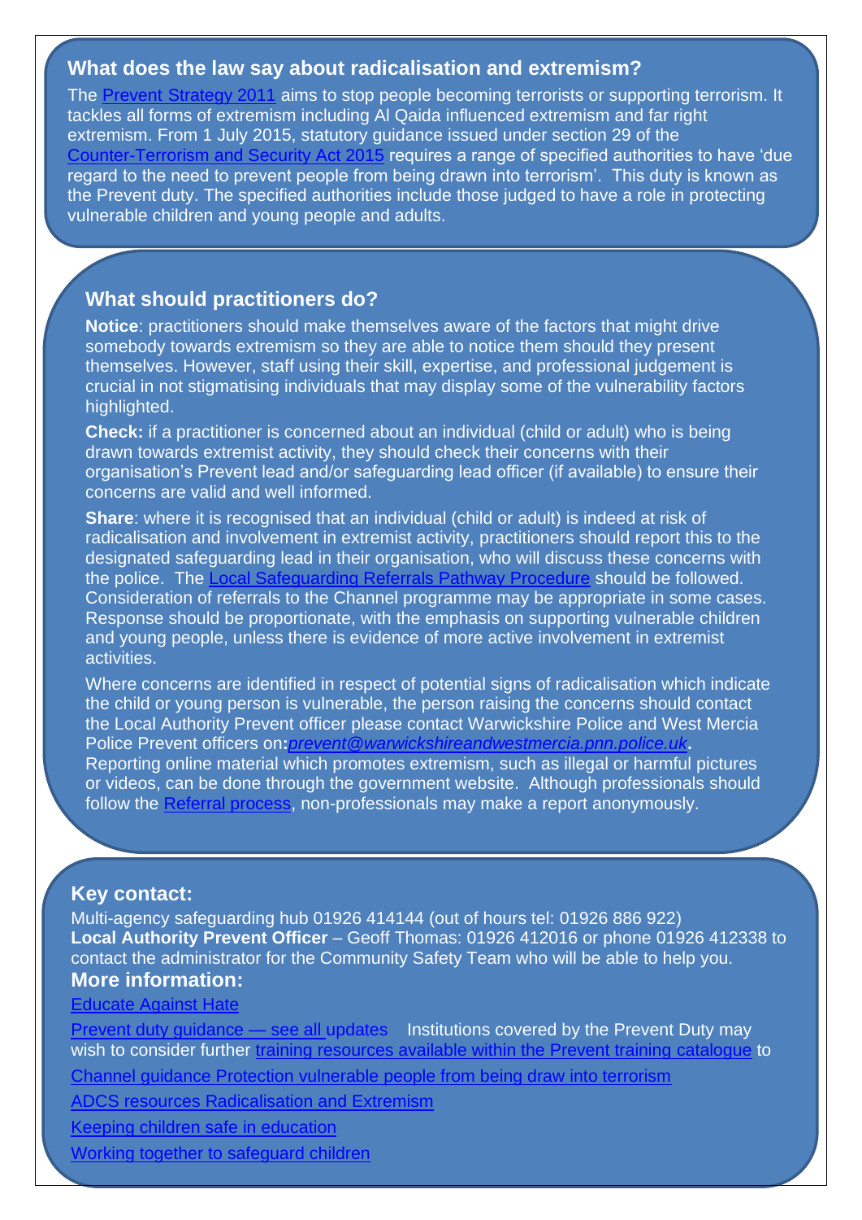## What does the law say about radicalisation and extremism?

The Prevent Strategy 2011 aims to stop people becoming terrorists or supporting terrorism. It tackles all forms of extremism including Al Qaida influenced extremism and far right extremism. From 1 July 2015, statutory guidance issued under section 29 of the Counter-Terrorism and Security Act 2015 requires a range of specified authorities to have 'due regard to the need to prevent people from being drawn into terrorism'. This duty is known as the Prevent duty. The specified authorities include those judged to have a role in protecting vulnerable children and young people and adults.

## What should practitioners do?

**Notice**: practitioners should make themselves aware of the factors that might drive somebody towards extremism so they are able to notice them should they present themselves. However, staff using their skill, expertise, and professional judgement is crucial in not stigmatising individuals that may display some of the vulnerability factors highlighted.

**Check:** if a practitioner is concerned about an individual (child or adult) who is being drawn towards extremist activity, they should check their concerns with their organisation's Prevent lead and/or safeguarding lead officer (if available) to ensure their concerns are valid and well informed.

**Share**: where it is recognised that an individual (child or adult) is indeed at risk of radicalisation and involvement in extremist activity, practitioners should report this to the designated safeguarding lead in their organisation, who will discuss these concerns with the police. The Local Safeguarding Referrals Pathway Procedure should be followed. Consideration of referrals to the Channel programme may be appropriate in some cases. Response should be proportionate, with the emphasis on supporting vulnerable children and young people, unless there is evidence of more active involvement in extremist activities.

Where concerns are identified in respect of potential signs of radicalisation which indicate the child or young person is vulnerable, the person raising the concerns should contact the Local Authority Prevent officer please contact Warwickshire Police and West Mercia Police Prevent officers on:*prevent@warwickshireandwestmercia.pnn.police.uk*. Reporting online material which promotes extremism, such as illegal or harmful pictures or videos, can be done through the government website. Although professionals should follow the Referral process, non-professionals may make a report anonymously.

## Key contact:

Multi-agency safeguarding hub 01926 414144 (out of hours tel: 01926 886 922)
**Local Authority Prevent Officer** – Geoff Thomas: 01926 412016 or phone 01926 412338 to contact the administrator for the Community Safety Team who will be able to help you.

## More information:

Educate Against Hate

Prevent duty guidance — see all updates Institutions covered by the Prevent Duty may wish to consider further training resources available within the Prevent training catalogue to

Channel guidance Protection vulnerable people from being draw into terrorism

ADCS resources Radicalisation and Extremism

Keeping children safe in education

Working together to safeguard children